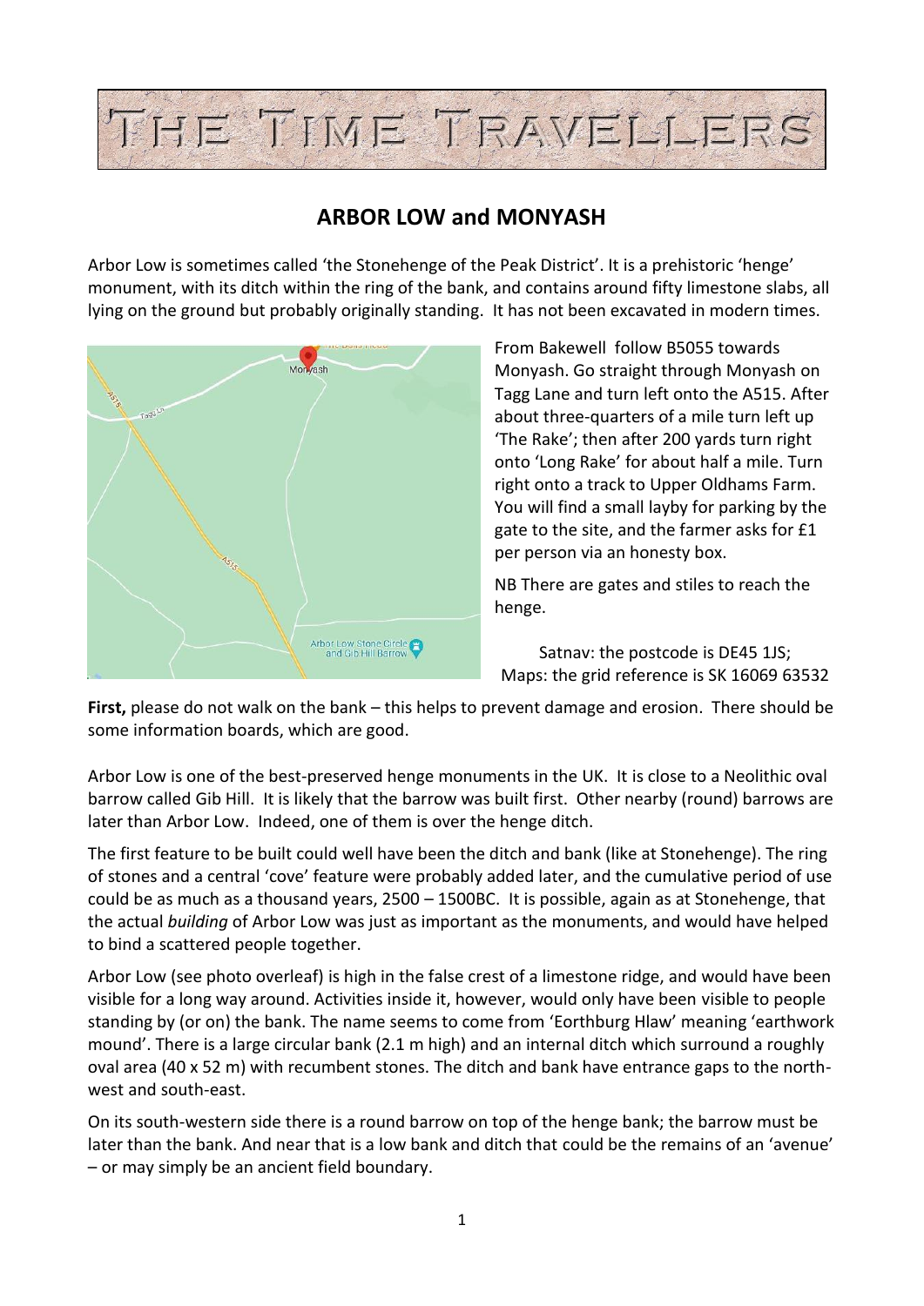# THE TIME TRAVELLERS

## ARBOR LOW and MONYASH

Arbor Low is sometimes called 'the Stonehenge of the Peak District'. It is a prehistoric 'henge' monument, with its ditch within the ring of the bank, and contains around fifty limestone slabs, all lying on the ground but probably originally standing. It has not been excavated in modern times.

Monyash

Tagg Ln

A515

A515

Arbor Low Stone Circle and Gib Hill Barrow

From Bakewell follow B5055 towards Monyash. Go straight through Monyash on Tagg Lane and turn left onto the A515. After about three-quarters of a mile turn left up 'The Rake'; then after 200 yards turn right onto 'Long Rake' for about half a mile. Turn right onto a track to Upper Oldhams Farm. You will find a small layby for parking by the gate to the site, and the farmer asks for £1 per person via an honesty box.

NB There are gates and stiles to reach the henge.

Satnav: the postcode is DE45 1JS;
Maps: the grid reference is SK 16069 63532

**First,** please do not walk on the bank – this helps to prevent damage and erosion. There should be some information boards, which are good.

Arbor Low is one of the best-preserved henge monuments in the UK. It is close to a Neolithic oval barrow called Gib Hill. It is likely that the barrow was built first. Other nearby (round) barrows are later than Arbor Low. Indeed, one of them is over the henge ditch.

The first feature to be built could well have been the ditch and bank (like at Stonehenge). The ring of stones and a central 'cove' feature were probably added later, and the cumulative period of use could be as much as a thousand years, 2500 – 1500BC. It is possible, again as at Stonehenge, that the actual *building* of Arbor Low was just as important as the monuments, and would have helped to bind a scattered people together.

Arbor Low (see photo overleaf) is high in the false crest of a limestone ridge, and would have been visible for a long way around. Activities inside it, however, would only have been visible to people standing by (or on) the bank. The name seems to come from 'Eorthburg Hlaw' meaning 'earthwork mound'. There is a large circular bank (2.1 m high) and an internal ditch which surround a roughly oval area (40 x 52 m) with recumbent stones. The ditch and bank have entrance gaps to the north-west and south-east.

On its south-western side there is a round barrow on top of the henge bank; the barrow must be later than the bank. And near that is a low bank and ditch that could be the remains of an 'avenue' – or may simply be an ancient field boundary.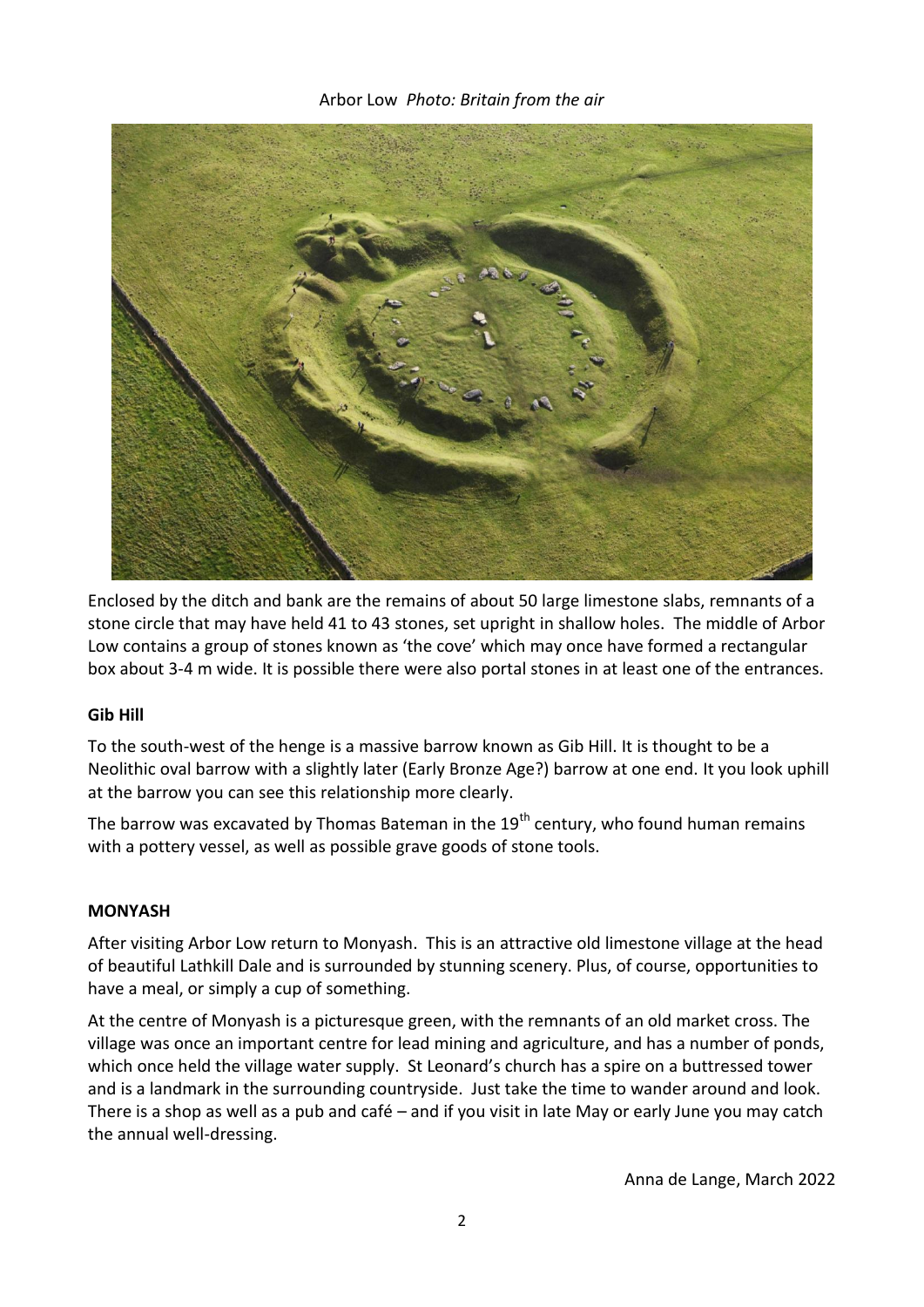Arbor Low *Photo: Britain from the air*

Enclosed by the ditch and bank are the remains of about 50 large limestone slabs, remnants of a stone circle that may have held 41 to 43 stones, set upright in shallow holes. The middle of Arbor Low contains a group of stones known as 'the cove' which may once have formed a rectangular box about 3-4 m wide. It is possible there were also portal stones in at least one of the entrances.

**Gib Hill**

To the south-west of the henge is a massive barrow known as Gib Hill. It is thought to be a Neolithic oval barrow with a slightly later (Early Bronze Age?) barrow at one end. It you look uphill at the barrow you can see this relationship more clearly.

The barrow was excavated by Thomas Bateman in the 19th century, who found human remains with a pottery vessel, as well as possible grave goods of stone tools.

**MONYASH**

After visiting Arbor Low return to Monyash. This is an attractive old limestone village at the head of beautiful Lathkill Dale and is surrounded by stunning scenery. Plus, of course, opportunities to have a meal, or simply a cup of something.

At the centre of Monyash is a picturesque green, with the remnants of an old market cross. The village was once an important centre for lead mining and agriculture, and has a number of ponds, which once held the village water supply. St Leonard's church has a spire on a buttressed tower and is a landmark in the surrounding countryside. Just take the time to wander around and look. There is a shop as well as a pub and café – and if you visit in late May or early June you may catch the annual well-dressing.

Anna de Lange, March 2022